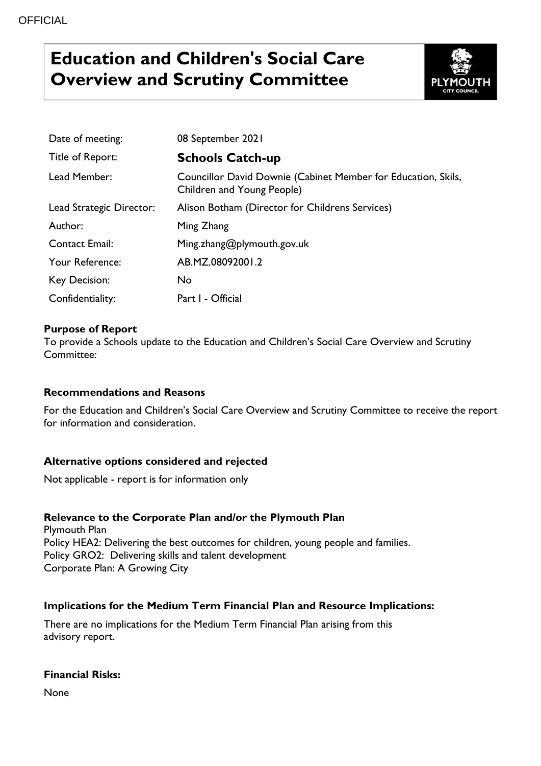OFFICIAL

# Education and Children's Social Care Overview and Scrutiny Committee

| | |
|---|---|
| Date of meeting: | 08 September 2021 |
| Title of Report: | **Schools Catch-up** |
| Lead Member: | Councillor David Downie (Cabinet Member for Education, Skils, Children and Young People) |
| Lead Strategic Director: | Alison Botham (Director for Childrens Services) |
| Author: | Ming Zhang |
| Contact Email: | Ming.zhang@plymouth.gov.uk |
| Your Reference: | AB.MZ.08092001.2 |
| Key Decision: | No |
| Confidentiality: | Part I - Official |

**Purpose of Report**

To provide a Schools update to the Education and Children's Social Care Overview and Scrutiny Committee:

**Recommendations and Reasons**

For the Education and Children's Social Care Overview and Scrutiny Committee to receive the report for information and consideration.

**Alternative options considered and rejected**

Not applicable - report is for information only

**Relevance to the Corporate Plan and/or the Plymouth Plan**

Plymouth Plan
Policy HEA2: Delivering the best outcomes for children, young people and families.
Policy GRO2: Delivering skills and talent development
Corporate Plan: A Growing City

**Implications for the Medium Term Financial Plan and Resource Implications:**

There are no implications for the Medium Term Financial Plan arising from this advisory report.

**Financial Risks:**

None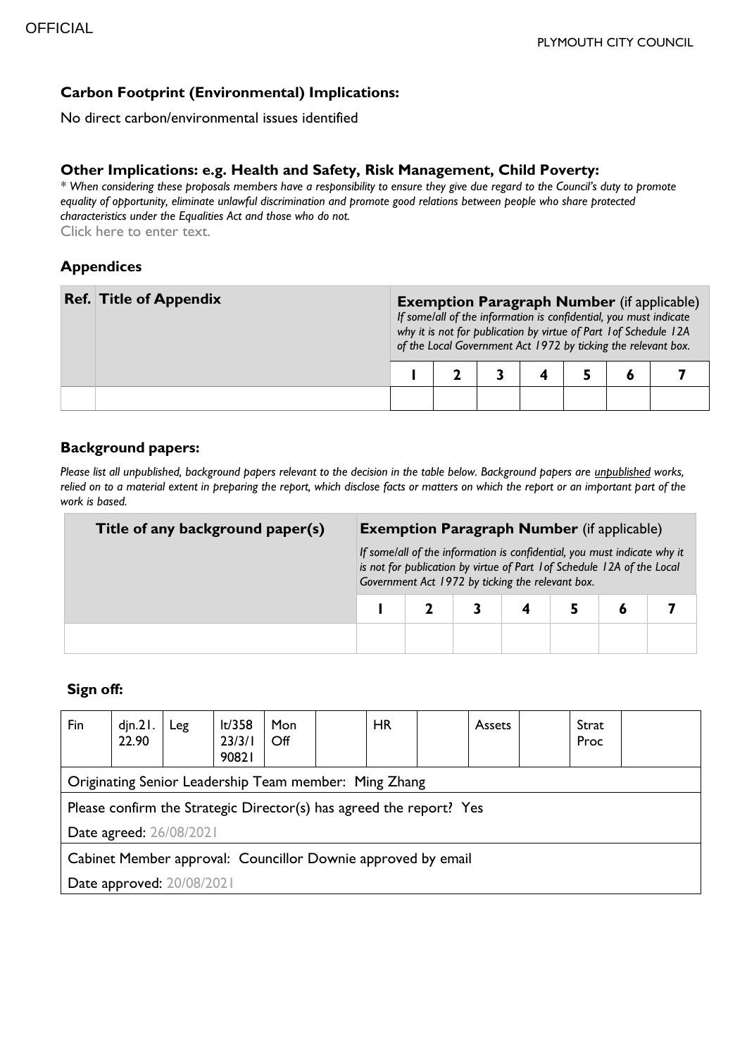### Carbon Footprint (Environmental) Implications:

No direct carbon/environmental issues identified

### Other Implications: e.g. Health and Safety, Risk Management, Child Poverty:

*\* When considering these proposals members have a responsibility to ensure they give due regard to the Council's duty to promote equality of opportunity, eliminate unlawful discrimination and promote good relations between people who share protected characteristics under the Equalities Act and those who do not.*

Click here to enter text.

### Appendices

| Ref. | Title of Appendix | **Exemption Paragraph Number** (if applicable) *If some/all of the information is confidential, you must indicate why it is not for publication by virtue of Part 1of Schedule 12A of the Local Government Act 1972 by ticking the relevant box.* | | | | | | |
|---|---|---|---|---|---|---|---|---|
| | | 1 | 2 | 3 | 4 | 5 | 6 | 7 |
| | | | | | | | | |

### Background papers:

*Please list all unpublished, background papers relevant to the decision in the table below. Background papers are unpublished works, relied on to a material extent in preparing the report, which disclose facts or matters on which the report or an important part of the work is based.*

| Title of any background paper(s) | **Exemption Paragraph Number** (if applicable) *If some/all of the information is confidential, you must indicate why it is not for publication by virtue of Part 1of Schedule 12A of the Local Government Act 1972 by ticking the relevant box.* | | | | | | |
|---|---|---|---|---|---|---|---|
| | 1 | 2 | 3 | 4 | 5 | 6 | 7 |
| | | | | | | | |

### Sign off:

| Fin | djn.21.22.90 | Leg | lt/358 23/3/1 90821 | Mon Off | | HR | | Assets | | Strat Proc | |
|---|---|---|---|---|---|---|---|---|---|---|---|
| Originating Senior Leadership Team member: Ming Zhang | | | | | | | | | | | |
| Please confirm the Strategic Director(s) has agreed the report? Yes<br>Date agreed: 26/08/2021 | | | | | | | | | | | |
| Cabinet Member approval: Councillor Downie approved by email<br>Date approved: 20/08/2021 | | | | | | | | | | | |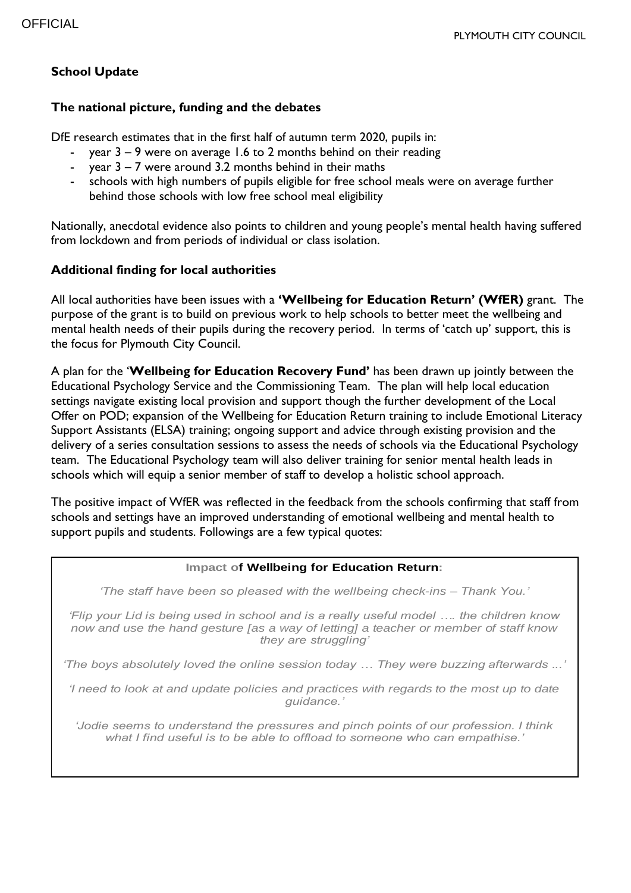**School Update**

**The national picture, funding and the debates**

DfE research estimates that in the first half of autumn term 2020, pupils in:

- year 3 – 9 were on average 1.6 to 2 months behind on their reading
- year 3 – 7 were around 3.2 months behind in their maths
- schools with high numbers of pupils eligible for free school meals were on average further behind those schools with low free school meal eligibility

Nationally, anecdotal evidence also points to children and young people's mental health having suffered from lockdown and from periods of individual or class isolation.

**Additional finding for local authorities**

All local authorities have been issues with a **'Wellbeing for Education Return' (WfER)** grant. The purpose of the grant is to build on previous work to help schools to better meet the wellbeing and mental health needs of their pupils during the recovery period. In terms of 'catch up' support, this is the focus for Plymouth City Council.

A plan for the '**Wellbeing for Education Recovery Fund'** has been drawn up jointly between the Educational Psychology Service and the Commissioning Team. The plan will help local education settings navigate existing local provision and support though the further development of the Local Offer on POD; expansion of the Wellbeing for Education Return training to include Emotional Literacy Support Assistants (ELSA) training; ongoing support and advice through existing provision and the delivery of a series consultation sessions to assess the needs of schools via the Educational Psychology team. The Educational Psychology team will also deliver training for senior mental health leads in schools which will equip a senior member of staff to develop a holistic school approach.

The positive impact of WfER was reflected in the feedback from the schools confirming that staff from schools and settings have an improved understanding of emotional wellbeing and mental health to support pupils and students. Followings are a few typical quotes:

**Impact of Wellbeing for Education Return:**

*'The staff have been so pleased with the wellbeing check-ins – Thank You.'*

*'Flip your Lid is being used in school and is a really useful model …. the children know now and use the hand gesture [as a way of letting] a teacher or member of staff know they are struggling'*

*'The boys absolutely loved the online session today … They were buzzing afterwards ...'*

*'I need to look at and update policies and practices with regards to the most up to date guidance.'*

*'Jodie seems to understand the pressures and pinch points of our profession. I think what I find useful is to be able to offload to someone who can empathise.'*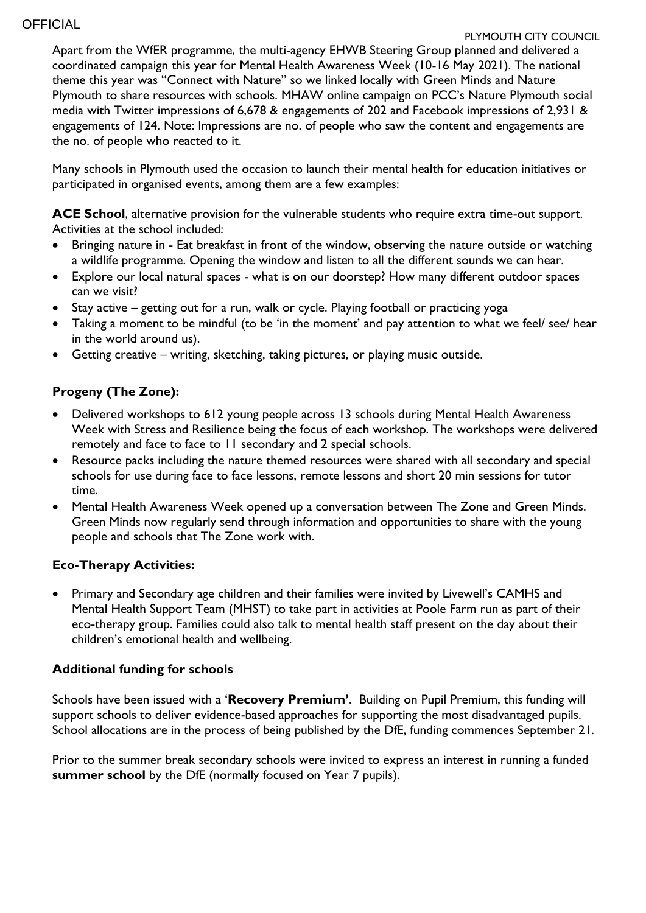Apart from the WfER programme, the multi-agency EHWB Steering Group planned and delivered a coordinated campaign this year for Mental Health Awareness Week (10-16 May 2021). The national theme this year was "Connect with Nature" so we linked locally with Green Minds and Nature Plymouth to share resources with schools. MHAW online campaign on PCC's Nature Plymouth social media with Twitter impressions of 6,678 & engagements of 202 and Facebook impressions of 2,931 & engagements of 124. Note: Impressions are no. of people who saw the content and engagements are the no. of people who reacted to it.

Many schools in Plymouth used the occasion to launch their mental health for education initiatives or participated in organised events, among them are a few examples:

**ACE School**, alternative provision for the vulnerable students who require extra time-out support. Activities at the school included:

- Bringing nature in - Eat breakfast in front of the window, observing the nature outside or watching a wildlife programme. Opening the window and listen to all the different sounds we can hear.
- Explore our local natural spaces - what is on our doorstep? How many different outdoor spaces can we visit?
- Stay active – getting out for a run, walk or cycle. Playing football or practicing yoga
- Taking a moment to be mindful (to be 'in the moment' and pay attention to what we feel/ see/ hear in the world around us).
- Getting creative – writing, sketching, taking pictures, or playing music outside.

**Progeny (The Zone):**

- Delivered workshops to 612 young people across 13 schools during Mental Health Awareness Week with Stress and Resilience being the focus of each workshop. The workshops were delivered remotely and face to face to 11 secondary and 2 special schools.
- Resource packs including the nature themed resources were shared with all secondary and special schools for use during face to face lessons, remote lessons and short 20 min sessions for tutor time.
- Mental Health Awareness Week opened up a conversation between The Zone and Green Minds. Green Minds now regularly send through information and opportunities to share with the young people and schools that The Zone work with.

**Eco-Therapy Activities:**

- Primary and Secondary age children and their families were invited by Livewell's CAMHS and Mental Health Support Team (MHST) to take part in activities at Poole Farm run as part of their eco-therapy group. Families could also talk to mental health staff present on the day about their children's emotional health and wellbeing.

**Additional funding for schools**

Schools have been issued with a '**Recovery Premium'**. Building on Pupil Premium, this funding will support schools to deliver evidence-based approaches for supporting the most disadvantaged pupils. School allocations are in the process of being published by the DfE, funding commences September 21.

Prior to the summer break secondary schools were invited to express an interest in running a funded **summer school** by the DfE (normally focused on Year 7 pupils).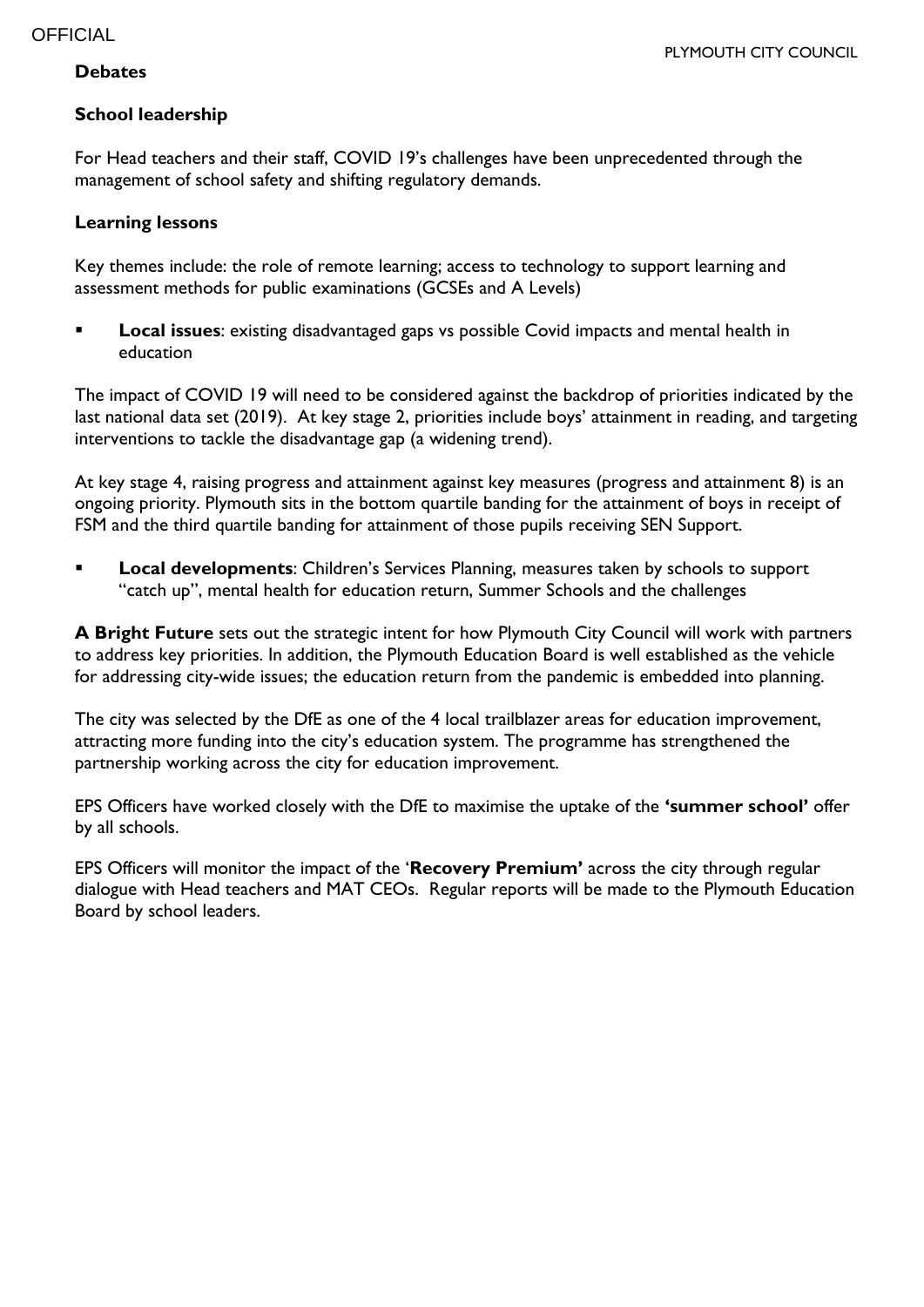**Debates**

**School leadership**

For Head teachers and their staff, COVID 19's challenges have been unprecedented through the management of school safety and shifting regulatory demands.

**Learning lessons**

Key themes include: the role of remote learning; access to technology to support learning and assessment methods for public examinations (GCSEs and A Levels)

- **Local issues**: existing disadvantaged gaps vs possible Covid impacts and mental health in education

The impact of COVID 19 will need to be considered against the backdrop of priorities indicated by the last national data set (2019). At key stage 2, priorities include boys' attainment in reading, and targeting interventions to tackle the disadvantage gap (a widening trend).

At key stage 4, raising progress and attainment against key measures (progress and attainment 8) is an ongoing priority. Plymouth sits in the bottom quartile banding for the attainment of boys in receipt of FSM and the third quartile banding for attainment of those pupils receiving SEN Support.

- **Local developments**: Children's Services Planning, measures taken by schools to support "catch up", mental health for education return, Summer Schools and the challenges

**A Bright Future** sets out the strategic intent for how Plymouth City Council will work with partners to address key priorities. In addition, the Plymouth Education Board is well established as the vehicle for addressing city-wide issues; the education return from the pandemic is embedded into planning.

The city was selected by the DfE as one of the 4 local trailblazer areas for education improvement, attracting more funding into the city's education system. The programme has strengthened the partnership working across the city for education improvement.

EPS Officers have worked closely with the DfE to maximise the uptake of the **'summer school'** offer by all schools.

EPS Officers will monitor the impact of the '**Recovery Premium'** across the city through regular dialogue with Head teachers and MAT CEOs. Regular reports will be made to the Plymouth Education Board by school leaders.